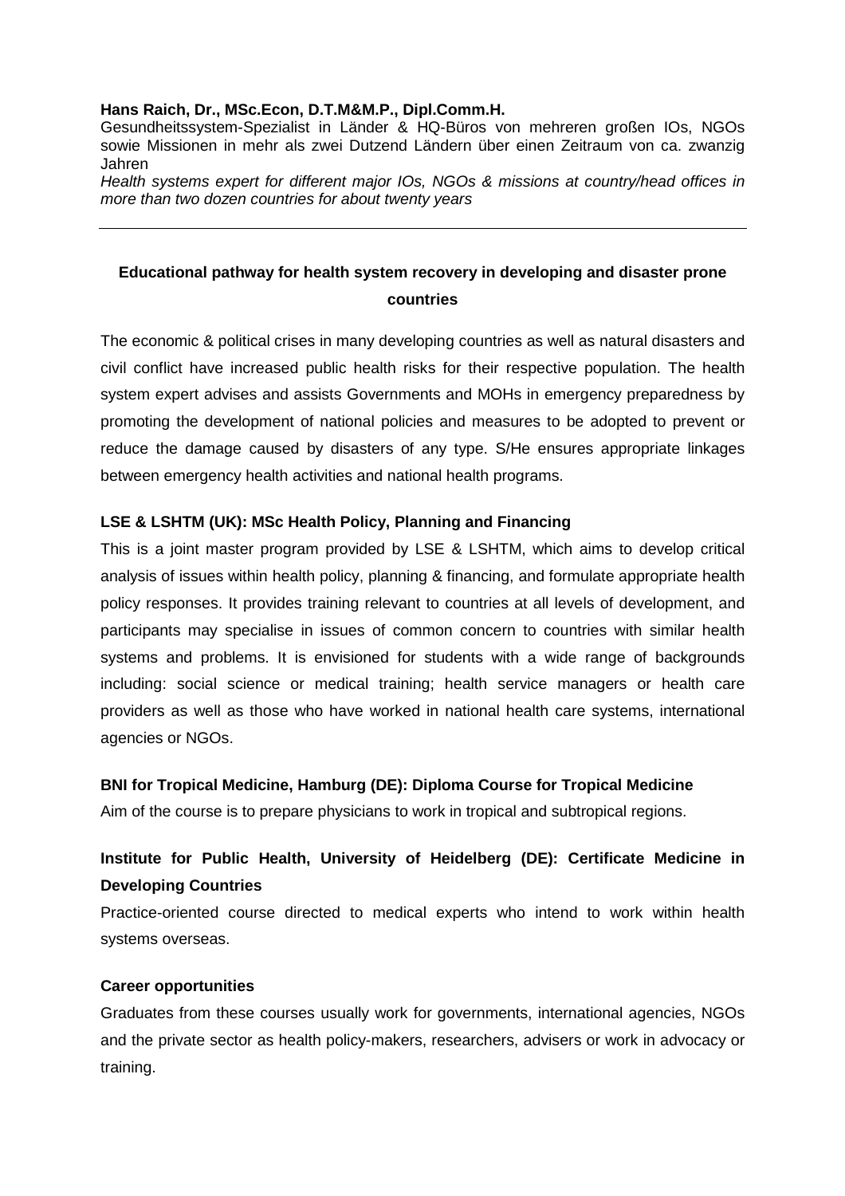**Hans Raich, Dr., MSc.Econ, D.T.M&M.P., Dipl.Comm.H.**

Gesundheitssystem-Spezialist in Länder & HQ-Büros von mehreren großen IOs, NGOs sowie Missionen in mehr als zwei Dutzend Ländern über einen Zeitraum von ca. zwanzig Jahren

*Health systems expert for different major IOs, NGOs & missions at country/head offices in more than two dozen countries for about twenty years*

---

## Educational pathway for health system recovery in developing and disaster prone countries

The economic & political crises in many developing countries as well as natural disasters and civil conflict have increased public health risks for their respective population. The health system expert advises and assists Governments and MOHs in emergency preparedness by promoting the development of national policies and measures to be adopted to prevent or reduce the damage caused by disasters of any type. S/He ensures appropriate linkages between emergency health activities and national health programs.

### LSE & LSHTM (UK): MSc Health Policy, Planning and Financing

This is a joint master program provided by LSE & LSHTM, which aims to develop critical analysis of issues within health policy, planning & financing, and formulate appropriate health policy responses. It provides training relevant to countries at all levels of development, and participants may specialise in issues of common concern to countries with similar health systems and problems. It is envisioned for students with a wide range of backgrounds including: social science or medical training; health service managers or health care providers as well as those who have worked in national health care systems, international agencies or NGOs.

### BNI for Tropical Medicine, Hamburg (DE): Diploma Course for Tropical Medicine

Aim of the course is to prepare physicians to work in tropical and subtropical regions.

### Institute for Public Health, University of Heidelberg (DE): Certificate Medicine in Developing Countries

Practice-oriented course directed to medical experts who intend to work within health systems overseas.

### Career opportunities

Graduates from these courses usually work for governments, international agencies, NGOs and the private sector as health policy-makers, researchers, advisers or work in advocacy or training.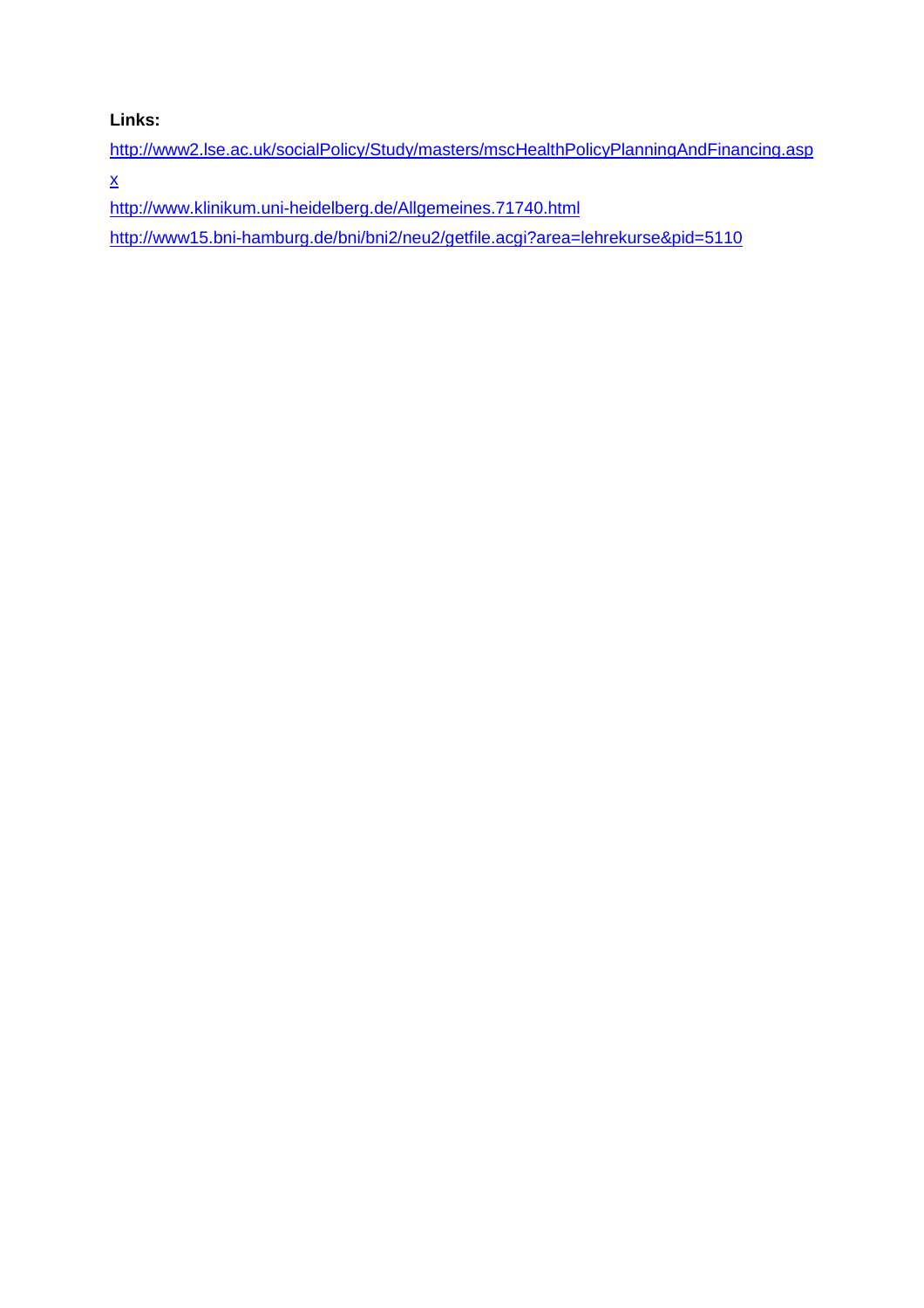**Links:**

http://www2.lse.ac.uk/socialPolicy/Study/masters/mscHealthPolicyPlanningAndFinancing.aspx

http://www.klinikum.uni-heidelberg.de/Allgemeines.71740.html

http://www15.bni-hamburg.de/bni/bni2/neu2/getfile.acgi?area=lehrekurse&pid=5110